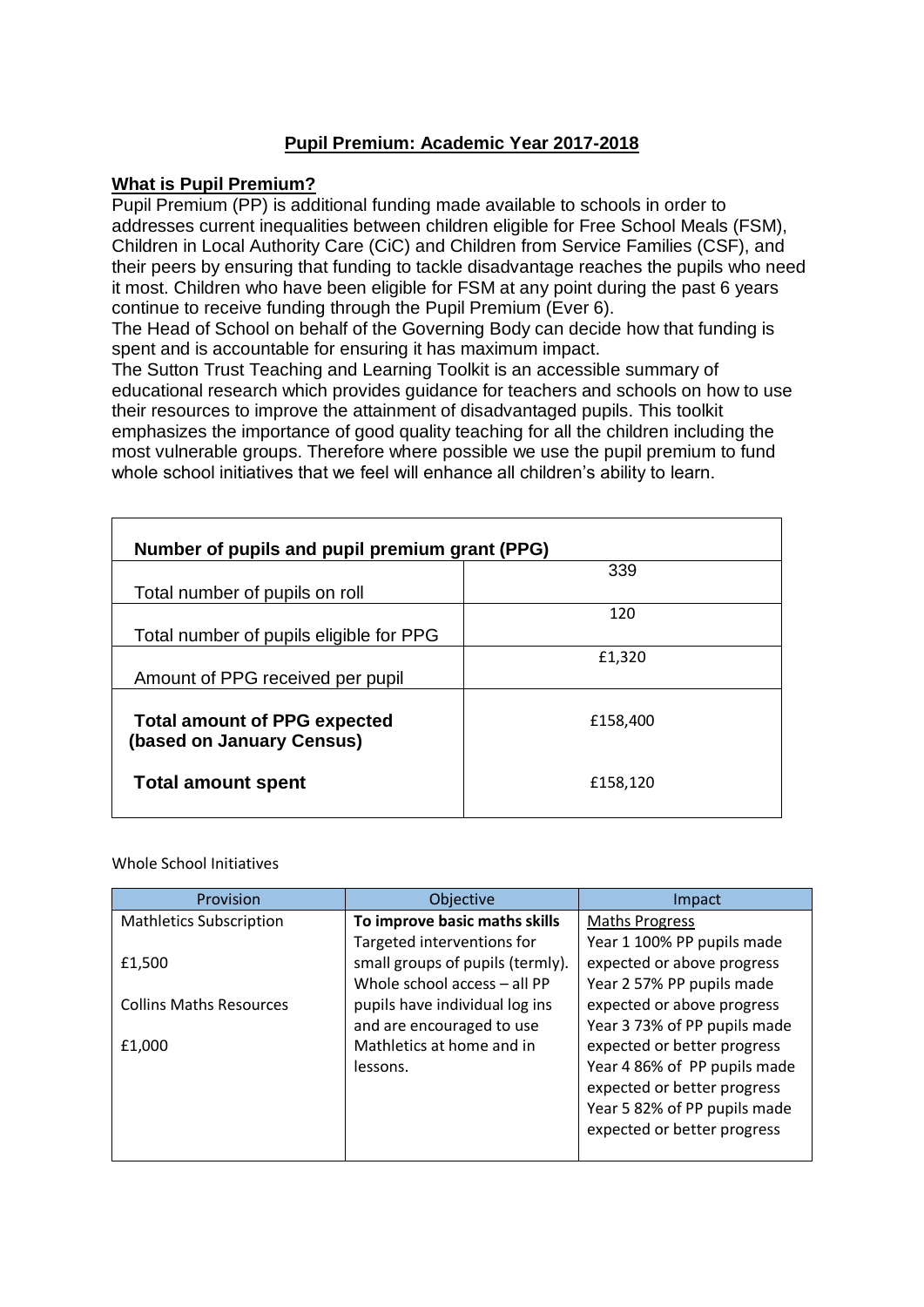## Pupil Premium: Academic Year 2017-2018

### What is Pupil Premium?

Pupil Premium (PP) is additional funding made available to schools in order to addresses current inequalities between children eligible for Free School Meals (FSM), Children in Local Authority Care (CiC) and Children from Service Families (CSF), and their peers by ensuring that funding to tackle disadvantage reaches the pupils who need it most. Children who have been eligible for FSM at any point during the past 6 years continue to receive funding through the Pupil Premium (Ever 6).

The Head of School on behalf of the Governing Body can decide how that funding is spent and is accountable for ensuring it has maximum impact.

The Sutton Trust Teaching and Learning Toolkit is an accessible summary of educational research which provides guidance for teachers and schools on how to use their resources to improve the attainment of disadvantaged pupils. This toolkit emphasizes the importance of good quality teaching for all the children including the most vulnerable groups. Therefore where possible we use the pupil premium to fund whole school initiatives that we feel will enhance all children's ability to learn.

| Number of pupils and pupil premium grant (PPG) | |
|---|---|
| Total number of pupils on roll | 339 |
| Total number of pupils eligible for PPG | 120 |
| Amount of PPG received per pupil | £1,320 |
| **Total amount of PPG expected (based on January Census)** | £158,400 |
| **Total amount spent** | £158,120 |

Whole School Initiatives

| Provision | Objective | Impact |
|---|---|---|
| Mathletics Subscription<br><br>£1,500<br><br>Collins Maths Resources<br><br>£1,000 | **To improve basic maths skills**<br>Targeted interventions for small groups of pupils (termly). Whole school access – all PP pupils have individual log ins and are encouraged to use Mathletics at home and in lessons. | Maths Progress<br>Year 1 100% PP pupils made expected or above progress<br>Year 2 57% PP pupils made expected or above progress<br>Year 3 73% of PP pupils made expected or better progress<br>Year 4 86% of PP pupils made expected or better progress<br>Year 5 82% of PP pupils made expected or better progress |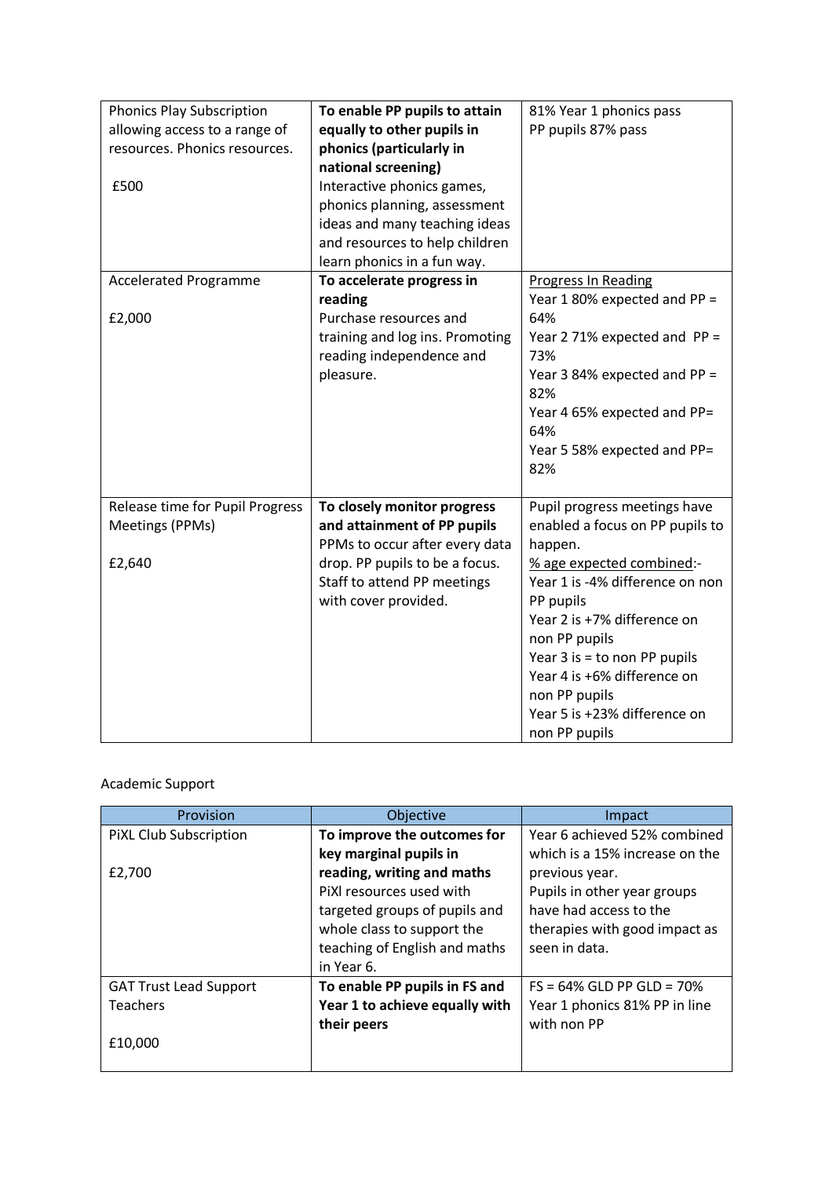| | | |
|---|---|---|
| Phonics Play Subscription allowing access to a range of resources. Phonics resources.<br><br>£500 | **To enable PP pupils to attain equally to other pupils in phonics (particularly in national screening)**<br>Interactive phonics games, phonics planning, assessment ideas and many teaching ideas and resources to help children learn phonics in a fun way. | 81% Year 1 phonics pass<br>PP pupils 87% pass |
| Accelerated Programme<br><br>£2,000 | **To accelerate progress in reading**<br>Purchase resources and training and log ins. Promoting reading independence and pleasure. | Progress In Reading<br>Year 1 80% expected and PP = 64%<br>Year 2 71% expected and PP = 73%<br>Year 3 84% expected and PP = 82%<br>Year 4 65% expected and PP= 64%<br>Year 5 58% expected and PP= 82% |
| Release time for Pupil Progress Meetings (PPMs)<br><br>£2,640 | **To closely monitor progress and attainment of PP pupils**<br>PPMs to occur after every data drop. PP pupils to be a focus. Staff to attend PP meetings with cover provided. | Pupil progress meetings have enabled a focus on PP pupils to happen.<br>% age expected combined:-<br>Year 1 is -4% difference on non PP pupils<br>Year 2 is +7% difference on non PP pupils<br>Year 3 is = to non PP pupils<br>Year 4 is +6% difference on non PP pupils<br>Year 5 is +23% difference on non PP pupils |

Academic Support

| Provision | Objective | Impact |
|---|---|---|
| PiXL Club Subscription<br><br>£2,700 | **To improve the outcomes for key marginal pupils in reading, writing and maths**<br>PiXl resources used with targeted groups of pupils and whole class to support the teaching of English and maths in Year 6. | Year 6 achieved 52% combined which is a 15% increase on the previous year.<br>Pupils in other year groups have had access to the therapies with good impact as seen in data. |
| GAT Trust Lead Support Teachers<br><br>£10,000 | **To enable PP pupils in FS and Year 1 to achieve equally with their peers** | FS = 64% GLD PP GLD = 70%<br>Year 1 phonics 81% PP in line with non PP |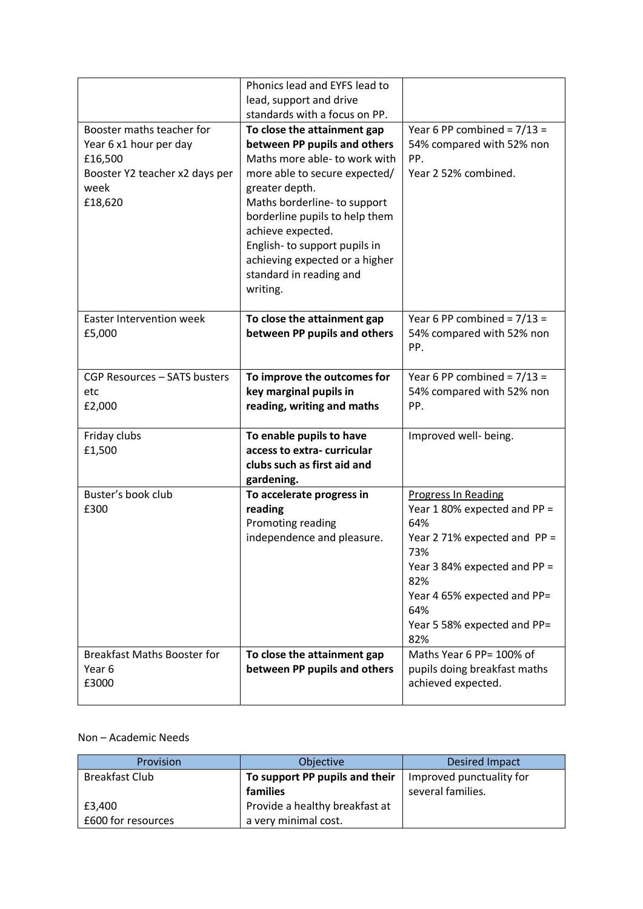| | | |
|---|---|---|
| | Phonics lead and EYFS lead to lead, support and drive standards with a focus on PP. | |
| Booster maths teacher for Year 6 x1 hour per day<br>£16,500<br>Booster Y2 teacher x2 days per week<br>£18,620 | **To close the attainment gap between PP pupils and others**<br>Maths more able- to work with more able to secure expected/ greater depth.<br>Maths borderline- to support borderline pupils to help them achieve expected.<br>English- to support pupils in achieving expected or a higher standard in reading and writing. | Year 6 PP combined = 7/13 = 54% compared with 52% non PP.<br>Year 2 52% combined. |
| Easter Intervention week<br>£5,000 | **To close the attainment gap between PP pupils and others** | Year 6 PP combined = 7/13 = 54% compared with 52% non PP. |
| CGP Resources – SATS busters etc<br>£2,000 | **To improve the outcomes for key marginal pupils in reading, writing and maths** | Year 6 PP combined = 7/13 = 54% compared with 52% non PP. |
| Friday clubs<br>£1,500 | **To enable pupils to have access to extra- curricular clubs such as first aid and gardening.** | Improved well- being. |
| Buster's book club<br>£300 | **To accelerate progress in reading**<br>Promoting reading independence and pleasure. | Progress In Reading<br>Year 1 80% expected and PP = 64%<br>Year 2 71% expected and PP = 73%<br>Year 3 84% expected and PP = 82%<br>Year 4 65% expected and PP= 64%<br>Year 5 58% expected and PP= 82% |
| Breakfast Maths Booster for Year 6<br>£3000 | **To close the attainment gap between PP pupils and others** | Maths Year 6 PP= 100% of pupils doing breakfast maths achieved expected. |

Non – Academic Needs

| Provision | Objective | Desired Impact |
|---|---|---|
| Breakfast Club<br><br>£3,400<br>£600 for resources | **To support PP pupils and their families**<br>Provide a healthy breakfast at a very minimal cost. | Improved punctuality for several families. |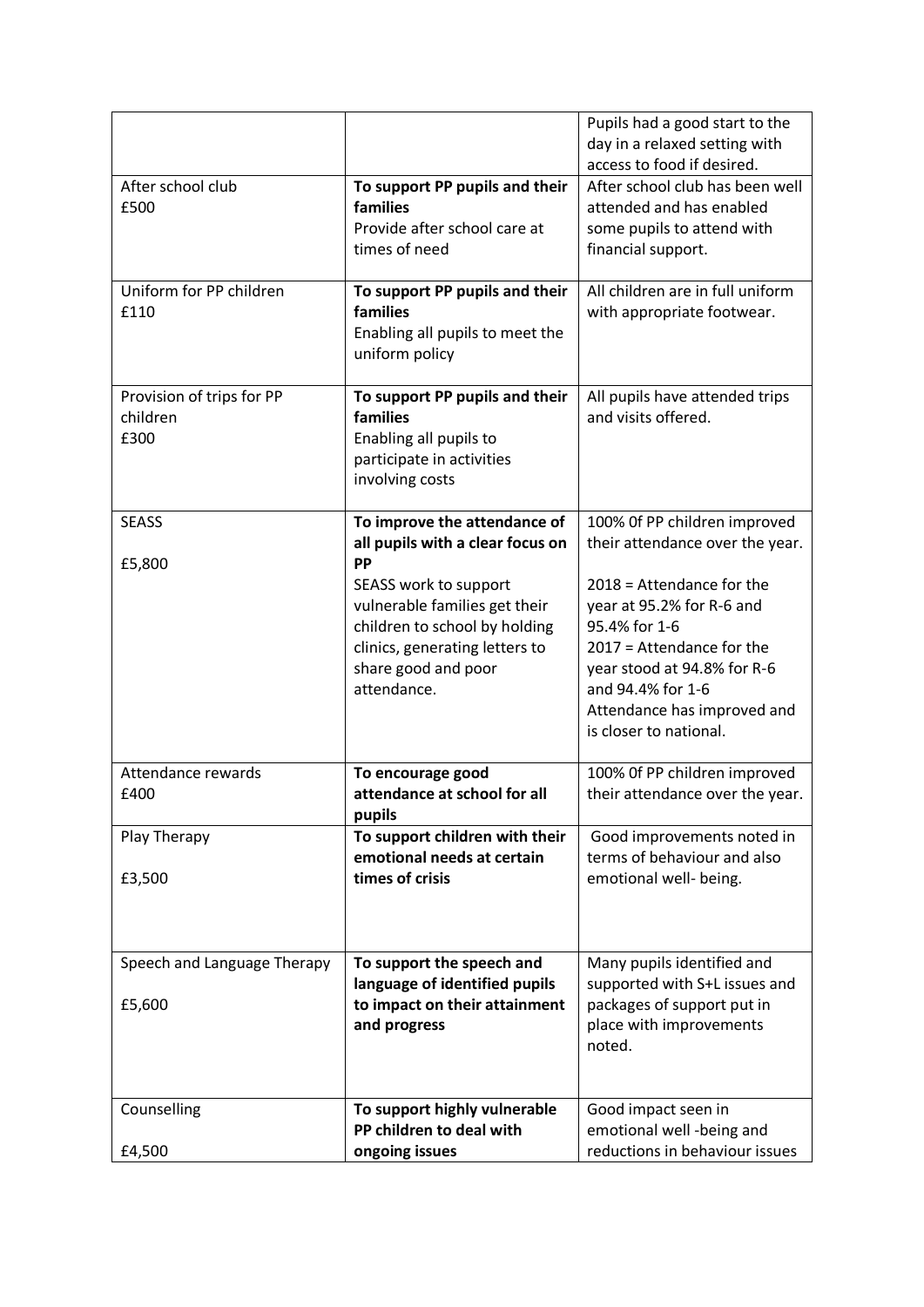| | | |
|---|---|---|
| | | Pupils had a good start to the day in a relaxed setting with access to food if desired. |
| After school club<br>£500 | **To support PP pupils and their families**<br>Provide after school care at times of need | After school club has been well attended and has enabled some pupils to attend with financial support. |
| Uniform for PP children<br>£110 | **To support PP pupils and their families**<br>Enabling all pupils to meet the uniform policy | All children are in full uniform with appropriate footwear. |
| Provision of trips for PP children<br>£300 | **To support PP pupils and their families**<br>Enabling all pupils to participate in activities involving costs | All pupils have attended trips and visits offered. |
| SEASS<br><br>£5,800 | **To improve the attendance of all pupils with a clear focus on PP**<br>SEASS work to support vulnerable families get their children to school by holding clinics, generating letters to share good and poor attendance. | 100% 0f PP children improved their attendance over the year.<br><br>2018 = Attendance for the year at 95.2% for R-6 and 95.4% for 1-6<br>2017 = Attendance for the year stood at 94.8% for R-6 and 94.4% for 1-6<br>Attendance has improved and is closer to national. |
| Attendance rewards<br>£400 | **To encourage good attendance at school for all pupils** | 100% 0f PP children improved their attendance over the year. |
| Play Therapy<br><br>£3,500 | **To support children with their emotional needs at certain times of crisis** | Good improvements noted in terms of behaviour and also emotional well- being. |
| Speech and Language Therapy<br><br>£5,600 | **To support the speech and language of identified pupils to impact on their attainment and progress** | Many pupils identified and supported with S+L issues and packages of support put in place with improvements noted. |
| Counselling<br><br>£4,500 | **To support highly vulnerable PP children to deal with ongoing issues** | Good impact seen in emotional well -being and reductions in behaviour issues |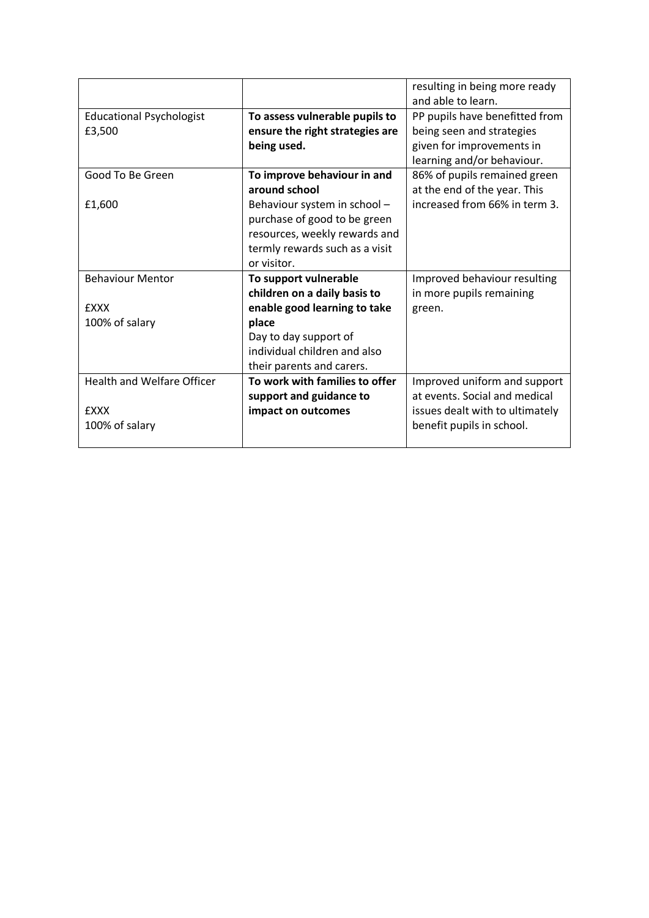| | | |
|---|---|---|
| | | resulting in being more ready and able to learn. |
| Educational Psychologist<br>£3,500 | **To assess vulnerable pupils to ensure the right strategies are being used.** | PP pupils have benefitted from being seen and strategies given for improvements in learning and/or behaviour. |
| Good To Be Green<br><br>£1,600 | **To improve behaviour in and around school**<br>Behaviour system in school – purchase of good to be green resources, weekly rewards and termly rewards such as a visit or visitor. | 86% of pupils remained green at the end of the year. This increased from 66% in term 3. |
| Behaviour Mentor<br><br>£XXX<br>100% of salary | **To support vulnerable children on a daily basis to enable good learning to take place**<br>Day to day support of individual children and also their parents and carers. | Improved behaviour resulting in more pupils remaining green. |
| Health and Welfare Officer<br><br>£XXX<br>100% of salary | **To work with families to offer support and guidance to impact on outcomes** | Improved uniform and support at events. Social and medical issues dealt with to ultimately benefit pupils in school. |